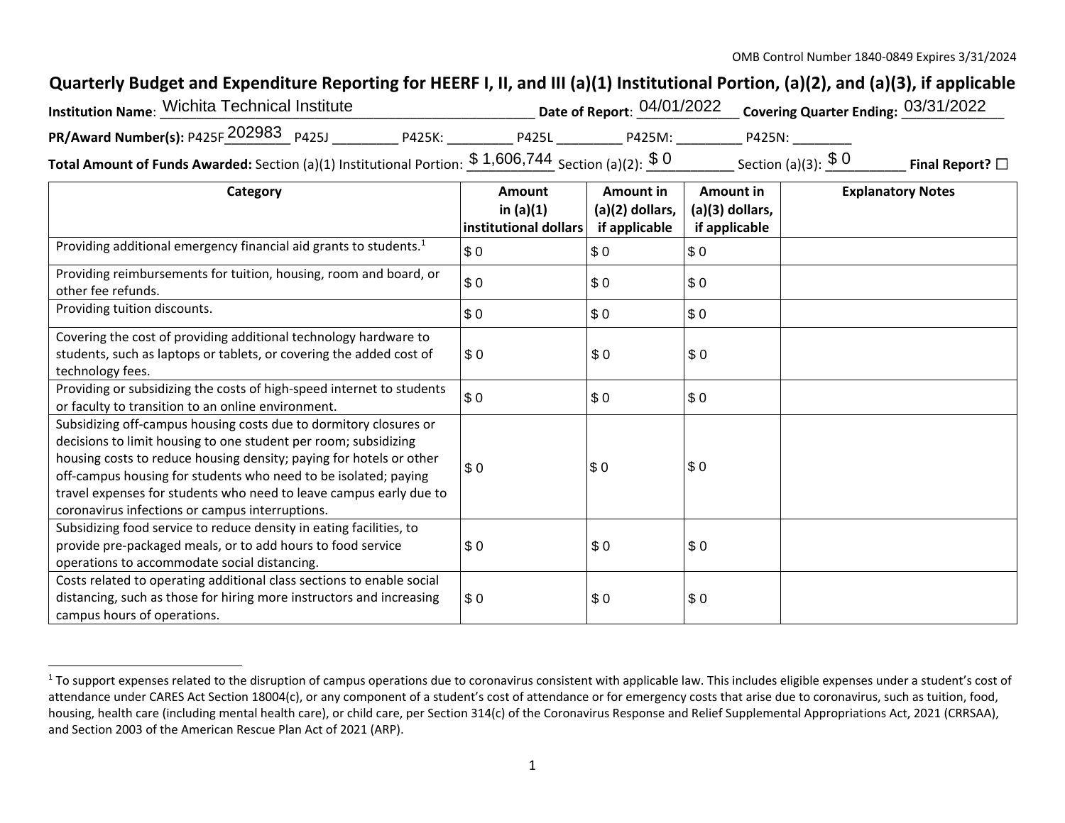OMB Control Number 1840-0849 Expires 3/31/2024

# Quarterly Budget and Expenditure Reporting for HEERF I, II, and III (a)(1) Institutional Portion, (a)(2), and (a)(3), if applicable

**Institution Name**: Wichita Technical Institute **Date of Report**: 04/01/2022 **Covering Quarter Ending:** 03/31/2022

**PR/Award Number(s):** P425F 202983 P425J _________ P425K: _________ P425L _________ P425M: _________ P425N: ________

**Total Amount of Funds Awarded:** Section (a)(1) Institutional Portion: $ 1,606,744 Section (a)(2): $ 0 Section (a)(3): $ 0 **Final Report?** ☐

| Category | Amount in (a)(1) institutional dollars | Amount in (a)(2) dollars, if applicable | Amount in (a)(3) dollars, if applicable | Explanatory Notes |
|---|---|---|---|---|
| Providing additional emergency financial aid grants to students.[1] | $ 0 | $ 0 | $ 0 | |
| Providing reimbursements for tuition, housing, room and board, or other fee refunds. | $ 0 | $ 0 | $ 0 | |
| Providing tuition discounts. | $ 0 | $ 0 | $ 0 | |
| Covering the cost of providing additional technology hardware to students, such as laptops or tablets, or covering the added cost of technology fees. | $ 0 | $ 0 | $ 0 | |
| Providing or subsidizing the costs of high-speed internet to students or faculty to transition to an online environment. | $ 0 | $ 0 | $ 0 | |
| Subsidizing off-campus housing costs due to dormitory closures or decisions to limit housing to one student per room; subsidizing housing costs to reduce housing density; paying for hotels or other off-campus housing for students who need to be isolated; paying travel expenses for students who need to leave campus early due to coronavirus infections or campus interruptions. | $ 0 | $ 0 | $ 0 | |
| Subsidizing food service to reduce density in eating facilities, to provide pre-packaged meals, or to add hours to food service operations to accommodate social distancing. | $ 0 | $ 0 | $ 0 | |
| Costs related to operating additional class sections to enable social distancing, such as those for hiring more instructors and increasing campus hours of operations. | $ 0 | $ 0 | $ 0 | |

[1] To support expenses related to the disruption of campus operations due to coronavirus consistent with applicable law. This includes eligible expenses under a student's cost of attendance under CARES Act Section 18004(c), or any component of a student's cost of attendance or for emergency costs that arise due to coronavirus, such as tuition, food, housing, health care (including mental health care), or child care, per Section 314(c) of the Coronavirus Response and Relief Supplemental Appropriations Act, 2021 (CRRSAA), and Section 2003 of the American Rescue Plan Act of 2021 (ARP).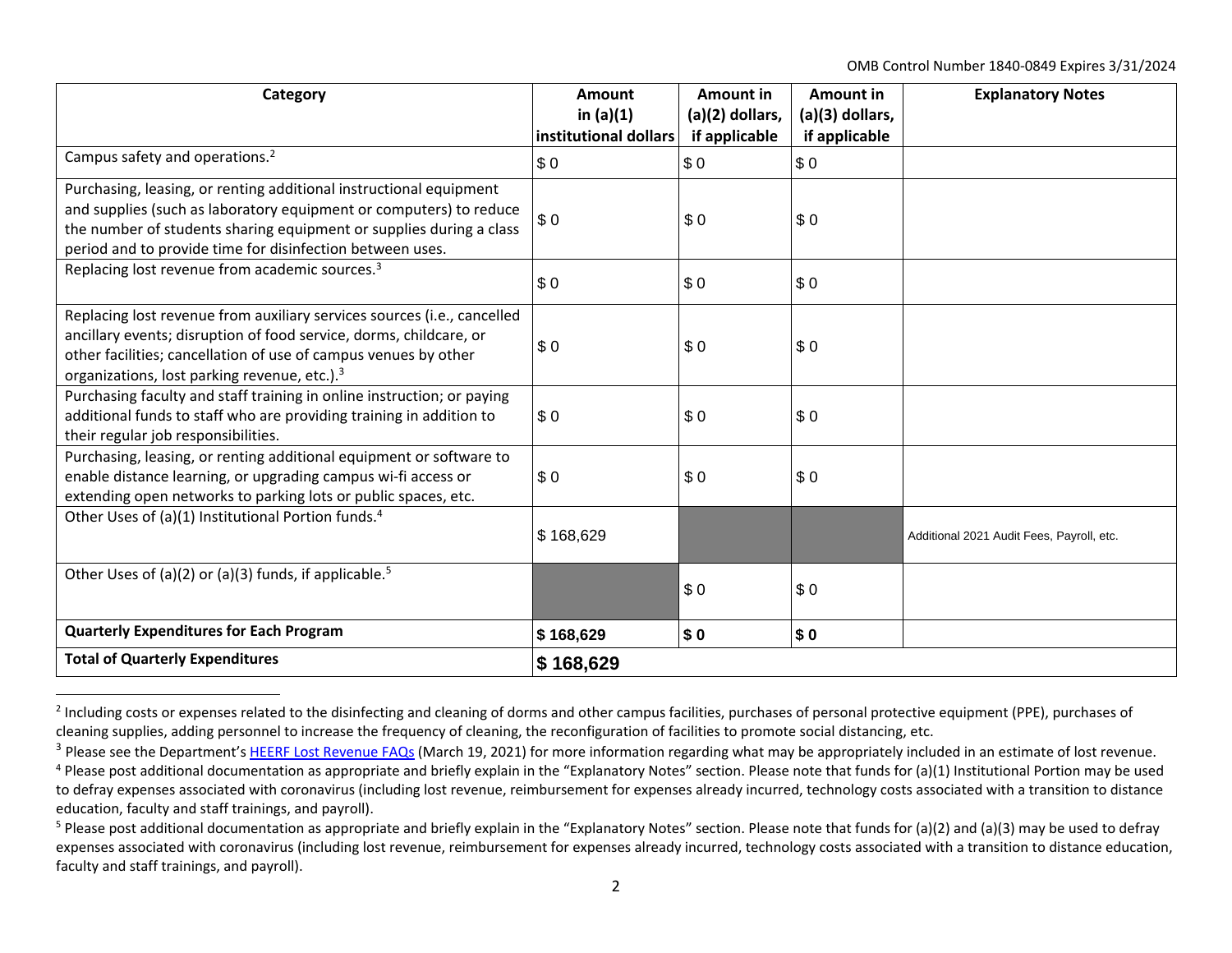| Category | Amount in (a)(1) institutional dollars | Amount in (a)(2) dollars, if applicable | Amount in (a)(3) dollars, if applicable | Explanatory Notes |
|---|---|---|---|---|
| Campus safety and operations.[2] | $ 0 | $ 0 | $ 0 | |
| Purchasing, leasing, or renting additional instructional equipment and supplies (such as laboratory equipment or computers) to reduce the number of students sharing equipment or supplies during a class period and to provide time for disinfection between uses. | $ 0 | $ 0 | $ 0 | |
| Replacing lost revenue from academic sources.[3] | $ 0 | $ 0 | $ 0 | |
| Replacing lost revenue from auxiliary services sources (i.e., cancelled ancillary events; disruption of food service, dorms, childcare, or other facilities; cancellation of use of campus venues by other organizations, lost parking revenue, etc.).[3] | $ 0 | $ 0 | $ 0 | |
| Purchasing faculty and staff training in online instruction; or paying additional funds to staff who are providing training in addition to their regular job responsibilities. | $ 0 | $ 0 | $ 0 | |
| Purchasing, leasing, or renting additional equipment or software to enable distance learning, or upgrading campus wi-fi access or extending open networks to parking lots or public spaces, etc. | $ 0 | $ 0 | $ 0 | |
| Other Uses of (a)(1) Institutional Portion funds.[4] | $ 168,629 | | | Additional 2021 Audit Fees, Payroll, etc. |
| Other Uses of (a)(2) or (a)(3) funds, if applicable.[5] | | $ 0 | $ 0 | |
| **Quarterly Expenditures for Each Program** | **$ 168,629** | **$ 0** | **$ 0** | |
| **Total of Quarterly Expenditures** | **$ 168,629** | | | |

[2] Including costs or expenses related to the disinfecting and cleaning of dorms and other campus facilities, purchases of personal protective equipment (PPE), purchases of cleaning supplies, adding personnel to increase the frequency of cleaning, the reconfiguration of facilities to promote social distancing, etc.

[3] Please see the Department's HEERF Lost Revenue FAQs (March 19, 2021) for more information regarding what may be appropriately included in an estimate of lost revenue.

[4] Please post additional documentation as appropriate and briefly explain in the "Explanatory Notes" section. Please note that funds for (a)(1) Institutional Portion may be used to defray expenses associated with coronavirus (including lost revenue, reimbursement for expenses already incurred, technology costs associated with a transition to distance education, faculty and staff trainings, and payroll).

[5] Please post additional documentation as appropriate and briefly explain in the "Explanatory Notes" section. Please note that funds for (a)(2) and (a)(3) may be used to defray expenses associated with coronavirus (including lost revenue, reimbursement for expenses already incurred, technology costs associated with a transition to distance education, faculty and staff trainings, and payroll).